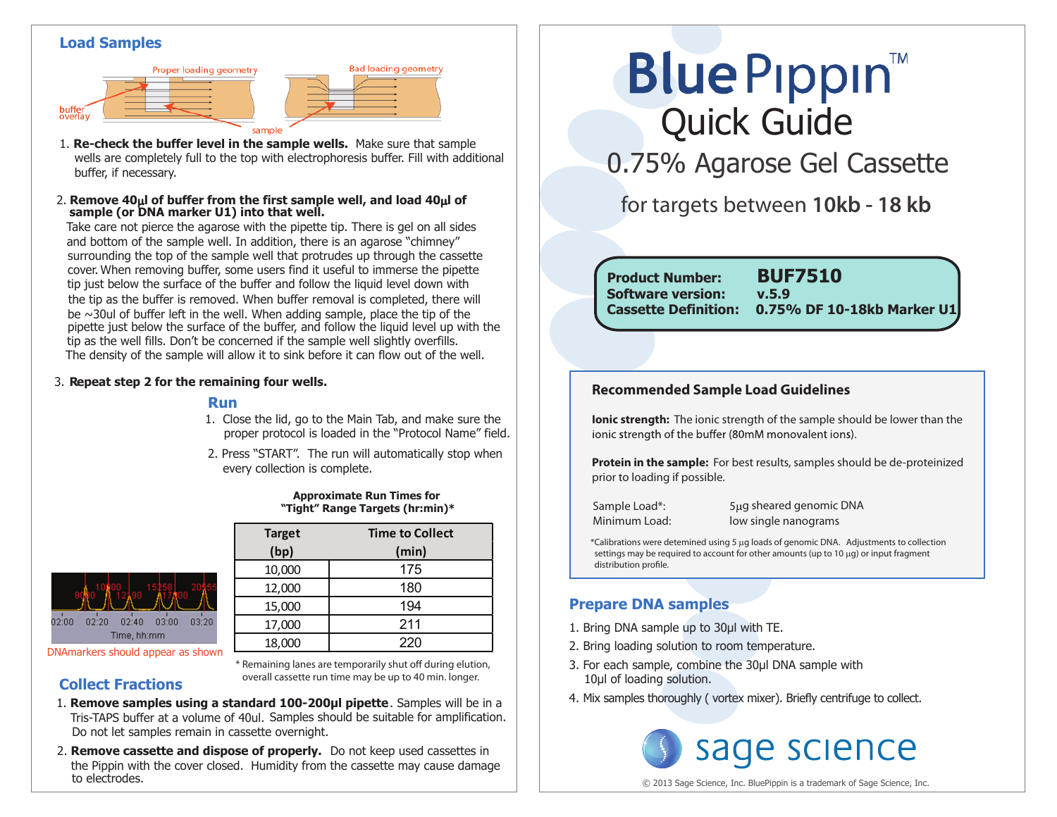# BluePippin™ Quick Guide

## 0.75% Agarose Gel Cassette

for targets between **10kb - 18 kb**

| | |
|---|---|
| **Product Number:** | **BUF7510** |
| **Software version:** | **v.5.9** |
| **Cassette Definition:** | **0.75% DF 10-18kb Marker U1** |

### Recommended Sample Load Guidelines

**Ionic strength:** The ionic strength of the sample should be lower than the ionic strength of the buffer (80mM monovalent ions).

**Protein in the sample:** For best results, samples should be de-proteinized prior to loading if possible.

Sample Load*: 5μg sheared genomic DNA
Minimum Load: low single nanograms

*Calibrations were detemined using 5 μg loads of genomic DNA. Adjustments to collection settings may be required to account for other amounts (up to 10 μg) or input fragment distribution profile.

## Prepare DNA samples

1. Bring DNA sample up to 30μl with TE.
2. Bring loading solution to room temperature.
3. For each sample, combine the 30μl DNA sample with 10μl of loading solution.
4. Mix samples thoroughly ( vortex mixer). Briefly centrifuge to collect.

## Load Samples

Proper loading geometry — Bad loading geometry — buffer overlay — sample

1. **Re-check the buffer level in the sample wells.** Make sure that sample wells are completely full to the top with electrophoresis buffer. Fill with additional buffer, if necessary.

2. **Remove 40μl of buffer from the first sample well, and load 40μl of sample (or DNA marker U1) into that well.**
   Take care not pierce the agarose with the pipette tip. There is gel on all sides and bottom of the sample well. In addition, there is an agarose "chimney" surrounding the top of the sample well that protrudes up through the cassette cover. When removing buffer, some users find it useful to immerse the pipette tip just below the surface of the buffer and follow the liquid level down with the tip as the buffer is removed. When buffer removal is completed, there will be ~30ul of buffer left in the well. When adding sample, place the tip of the pipette just below the surface of the buffer, and follow the liquid level up with the tip as the well fills. Don't be concerned if the sample well slightly overfills. The density of the sample will allow it to sink before it can flow out of the well.

3. **Repeat step 2 for the remaining four wells.**

## Run

1. Close the lid, go to the Main Tab, and make sure the proper protocol is loaded in the "Protocol Name" field.
2. Press "START". The run will automatically stop when every collection is complete.

**Approximate Run Times for "Tight" Range Targets (hr:min)***

| Target (bp) | Time to Collect (min) |
|---|---|
| 10,000 | 175 |
| 12,000 | 180 |
| 15,000 | 194 |
| 17,000 | 211 |
| 18,000 | 220 |

\* Remaining lanes are temporarily shut off during elution, overall cassette run time may be up to 40 min. longer.

8090, 10000, 12290, 15258, 17000, 20555 — 02:00, 02:20, 02:40, 03:00, 03:20 — Time, hh:mm

DNAmarkers should appear as shown

## Collect Fractions

1. **Remove samples using a standard 100-200μl pipette**. Samples will be in a Tris-TAPS buffer at a volume of 40ul. Samples should be suitable for amplification. Do not let samples remain in cassette overnight.
2. **Remove cassette and dispose of properly.** Do not keep used cassettes in the Pippin with the cover closed. Humidity from the cassette may cause damage to electrodes.

sage science

© 2013 Sage Science, Inc. BluePippin is a trademark of Sage Science, Inc.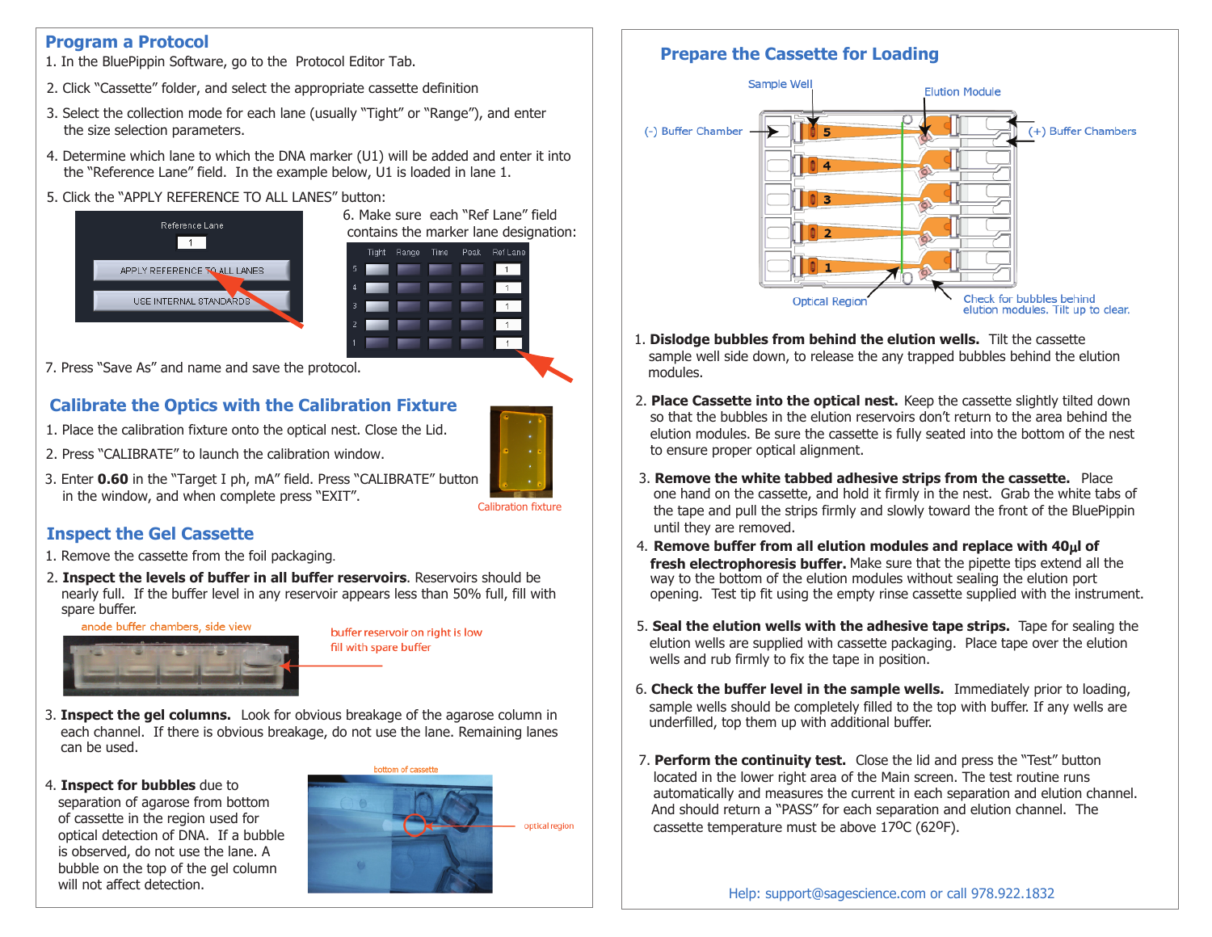## Program a Protocol

1. In the BluePippin Software, go to the Protocol Editor Tab.
2. Click "Cassette" folder, and select the appropriate cassette definition
3. Select the collection mode for each lane (usually "Tight" or "Range"), and enter the size selection parameters.
4. Determine which lane to which the DNA marker (U1) will be added and enter it into the "Reference Lane" field. In the example below, U1 is loaded in lane 1.
5. Click the "APPLY REFERENCE TO ALL LANES" button:

Reference Lane
1
APPLY REFERENCE TO ALL LANES
USE INTERNAL STANDARDS

6. Make sure each "Ref Lane" field contains the marker lane designation:

| | Tight | Range | Time | Peak | Ref Lane |
|---|---|---|---|---|---|
| 5 | | | | | 1 |
| 4 | | | | | 1 |
| 3 | | | | | 1 |
| 2 | | | | | 1 |
| 1 | | | | | 1 |

7. Press "Save As" and name and save the protocol.

## Calibrate the Optics with the Calibration Fixture

1. Place the calibration fixture onto the optical nest. Close the Lid.
2. Press "CALIBRATE" to launch the calibration window.
3. Enter **0.60** in the "Target I ph, mA" field. Press "CALIBRATE" button in the window, and when complete press "EXIT".

Calibration fixture

## Inspect the Gel Cassette

1. Remove the cassette from the foil packaging.
2. **Inspect the levels of buffer in all buffer reservoirs**. Reservoirs should be nearly full. If the buffer level in any reservoir appears less than 50% full, fill with spare buffer.

anode buffer chambers, side view

buffer reservoir on right is low fill with spare buffer

3. **Inspect the gel columns.** Look for obvious breakage of the agarose column in each channel. If there is obvious breakage, do not use the lane. Remaining lanes can be used.
4. **Inspect for bubbles** due to separation of agarose from bottom of cassette in the region used for optical detection of DNA. If a bubble is observed, do not use the lane. A bubble on the top of the gel column will not affect detection.

bottom of cassette

optical region

## Prepare the Cassette for Loading

Sample Well
Elution Module
(-) Buffer Chamber
(+) Buffer Chambers
Optical Region
Check for bubbles behind elution modules. Tilt up to clear.

1. **Dislodge bubbles from behind the elution wells.** Tilt the cassette sample well side down, to release the any trapped bubbles behind the elution modules.
2. **Place Cassette into the optical nest.** Keep the cassette slightly tilted down so that the bubbles in the elution reservoirs don't return to the area behind the elution modules. Be sure the cassette is fully seated into the bottom of the nest to ensure proper optical alignment.
3. **Remove the white tabbed adhesive strips from the cassette.** Place one hand on the cassette, and hold it firmly in the nest. Grab the white tabs of the tape and pull the strips firmly and slowly toward the front of the BluePippin until they are removed.
4. **Remove buffer from all elution modules and replace with 40μl of fresh electrophoresis buffer.** Make sure that the pipette tips extend all the way to the bottom of the elution modules without sealing the elution port opening. Test tip fit using the empty rinse cassette supplied with the instrument.
5. **Seal the elution wells with the adhesive tape strips.** Tape for sealing the elution wells are supplied with cassette packaging. Place tape over the elution wells and rub firmly to fix the tape in position.
6. **Check the buffer level in the sample wells.** Immediately prior to loading, sample wells should be completely filled to the top with buffer. If any wells are underfilled, top them up with additional buffer.
7. **Perform the continuity test.** Close the lid and press the "Test" button located in the lower right area of the Main screen. The test routine runs automatically and measures the current in each separation and elution channel. And should return a "PASS" for each separation and elution channel. The cassette temperature must be above 17$^{o}$C (62$^{o}$F).

Help: support@sagescience.com or call 978.922.1832